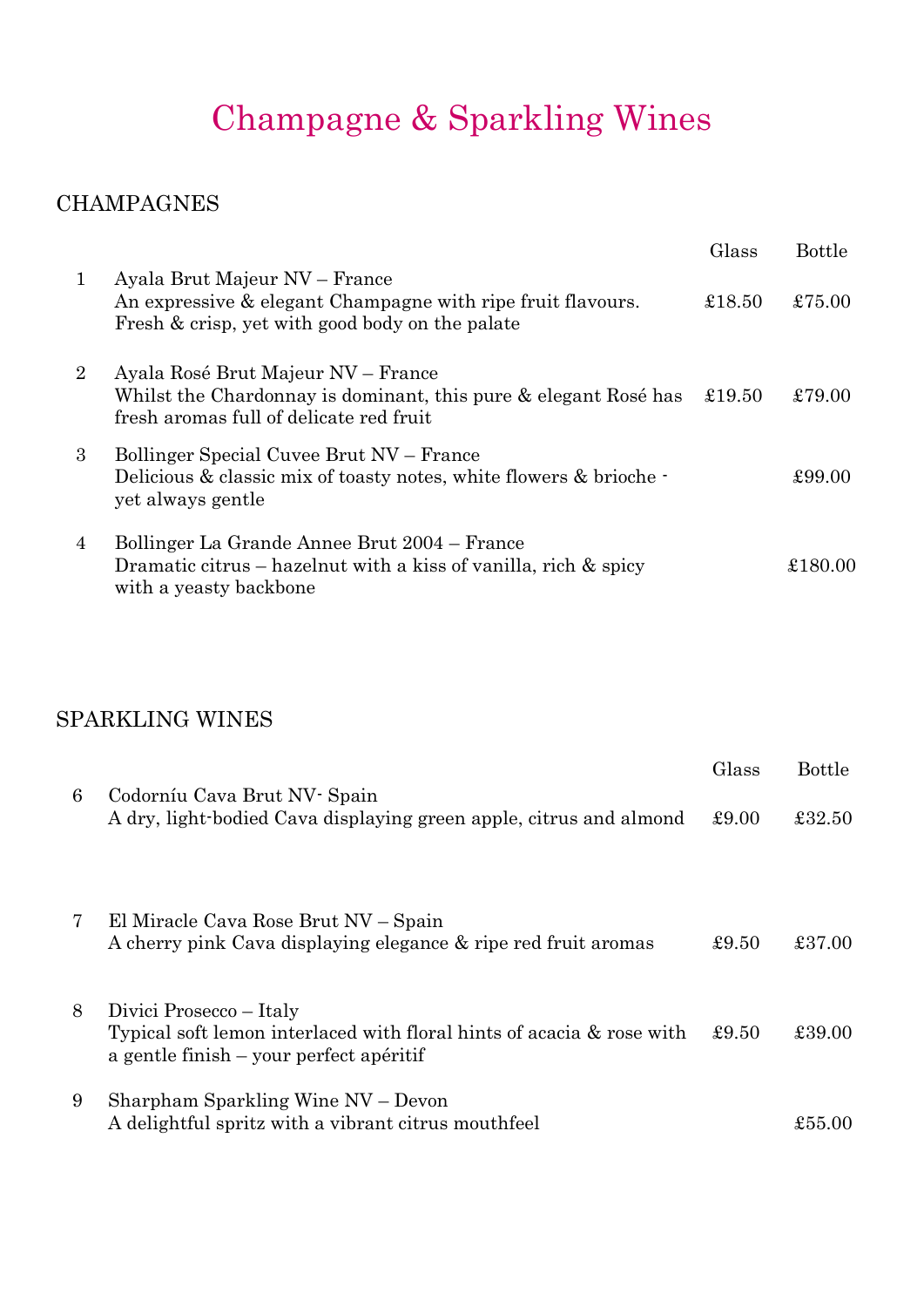# Champagne & Sparkling Wines

## CHAMPAGNES

| | | Glass | Bottle |
|---|---|---|---|
| 1 | Ayala Brut Majeur NV – France<br>An expressive & elegant Champagne with ripe fruit flavours. Fresh & crisp, yet with good body on the palate | £18.50 | £75.00 |
| 2 | Ayala Rosé Brut Majeur NV – France<br>Whilst the Chardonnay is dominant, this pure & elegant Rosé has fresh aromas full of delicate red fruit | £19.50 | £79.00 |
| 3 | Bollinger Special Cuvee Brut NV – France<br>Delicious & classic mix of toasty notes, white flowers & brioche - yet always gentle | | £99.00 |
| 4 | Bollinger La Grande Annee Brut 2004 – France<br>Dramatic citrus – hazelnut with a kiss of vanilla, rich & spicy with a yeasty backbone | | £180.00 |

## SPARKLING WINES

| | | Glass | Bottle |
|---|---|---|---|
| 6 | Codorníu Cava Brut NV- Spain<br>A dry, light-bodied Cava displaying green apple, citrus and almond | £9.00 | £32.50 |
| 7 | El Miracle Cava Rose Brut NV – Spain<br>A cherry pink Cava displaying elegance & ripe red fruit aromas | £9.50 | £37.00 |
| 8 | Divici Prosecco – Italy<br>Typical soft lemon interlaced with floral hints of acacia & rose with a gentle finish – your perfect apéritif | £9.50 | £39.00 |
| 9 | Sharpham Sparkling Wine NV – Devon<br>A delightful spritz with a vibrant citrus mouthfeel | | £55.00 |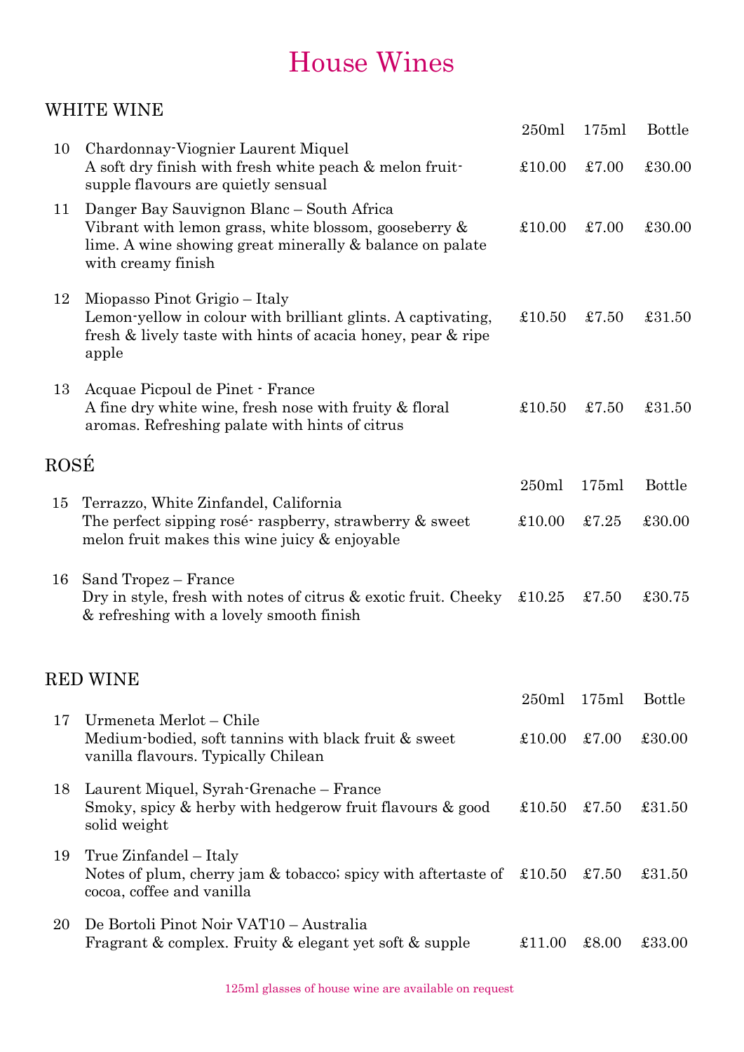# House Wines

## WHITE WINE

| | | 250ml | 175ml | Bottle |
|---|---|---|---|---|
| 10 | Chardonnay-Viognier Laurent Miquel<br>A soft dry finish with fresh white peach & melon fruit-supple flavours are quietly sensual | £10.00 | £7.00 | £30.00 |
| 11 | Danger Bay Sauvignon Blanc – South Africa<br>Vibrant with lemon grass, white blossom, gooseberry & lime. A wine showing great minerally & balance on palate with creamy finish | £10.00 | £7.00 | £30.00 |
| 12 | Miopasso Pinot Grigio – Italy<br>Lemon-yellow in colour with brilliant glints. A captivating, fresh & lively taste with hints of acacia honey, pear & ripe apple | £10.50 | £7.50 | £31.50 |
| 13 | Acquae Picpoul de Pinet - France<br>A fine dry white wine, fresh nose with fruity & floral aromas. Refreshing palate with hints of citrus | £10.50 | £7.50 | £31.50 |

## ROSÉ

| | | 250ml | 175ml | Bottle |
|---|---|---|---|---|
| 15 | Terrazzo, White Zinfandel, California<br>The perfect sipping rosé- raspberry, strawberry & sweet melon fruit makes this wine juicy & enjoyable | £10.00 | £7.25 | £30.00 |
| 16 | Sand Tropez – France<br>Dry in style, fresh with notes of citrus & exotic fruit. Cheeky & refreshing with a lovely smooth finish | £10.25 | £7.50 | £30.75 |

## RED WINE

| | | 250ml | 175ml | Bottle |
|---|---|---|---|---|
| 17 | Urmeneta Merlot – Chile<br>Medium-bodied, soft tannins with black fruit & sweet vanilla flavours. Typically Chilean | £10.00 | £7.00 | £30.00 |
| 18 | Laurent Miquel, Syrah-Grenache – France<br>Smoky, spicy & herby with hedgerow fruit flavours & good solid weight | £10.50 | £7.50 | £31.50 |
| 19 | True Zinfandel – Italy<br>Notes of plum, cherry jam & tobacco; spicy with aftertaste of cocoa, coffee and vanilla | £10.50 | £7.50 | £31.50 |
| 20 | De Bortoli Pinot Noir VAT10 – Australia<br>Fragrant & complex. Fruity & elegant yet soft & supple | £11.00 | £8.00 | £33.00 |

125ml glasses of house wine are available on request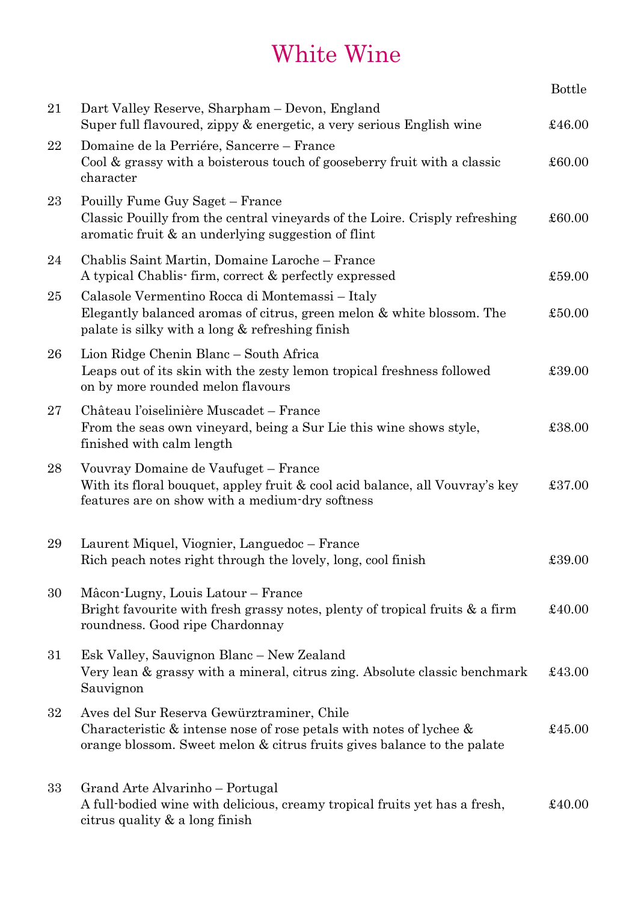# White Wine

| | | Bottle |
|---|---|---|
| 21 | Dart Valley Reserve, Sharpham – Devon, England<br>Super full flavoured, zippy & energetic, a very serious English wine | £46.00 |
| 22 | Domaine de la Perriére, Sancerre – France<br>Cool & grassy with a boisterous touch of gooseberry fruit with a classic character | £60.00 |
| 23 | Pouilly Fume Guy Saget – France<br>Classic Pouilly from the central vineyards of the Loire. Crisply refreshing aromatic fruit & an underlying suggestion of flint | £60.00 |
| 24 | Chablis Saint Martin, Domaine Laroche – France<br>A typical Chablis- firm, correct & perfectly expressed | £59.00 |
| 25 | Calasole Vermentino Rocca di Montemassi – Italy<br>Elegantly balanced aromas of citrus, green melon & white blossom. The palate is silky with a long & refreshing finish | £50.00 |
| 26 | Lion Ridge Chenin Blanc – South Africa<br>Leaps out of its skin with the zesty lemon tropical freshness followed on by more rounded melon flavours | £39.00 |
| 27 | Château l'oiselinière Muscadet – France<br>From the seas own vineyard, being a Sur Lie this wine shows style, finished with calm length | £38.00 |
| 28 | Vouvray Domaine de Vaufuget – France<br>With its floral bouquet, appley fruit & cool acid balance, all Vouvray's key features are on show with a medium-dry softness | £37.00 |
| 29 | Laurent Miquel, Viognier, Languedoc – France<br>Rich peach notes right through the lovely, long, cool finish | £39.00 |
| 30 | Mâcon-Lugny, Louis Latour – France<br>Bright favourite with fresh grassy notes, plenty of tropical fruits & a firm roundness. Good ripe Chardonnay | £40.00 |
| 31 | Esk Valley, Sauvignon Blanc – New Zealand<br>Very lean & grassy with a mineral, citrus zing. Absolute classic benchmark Sauvignon | £43.00 |
| 32 | Aves del Sur Reserva Gewürztraminer, Chile<br>Characteristic & intense nose of rose petals with notes of lychee & orange blossom. Sweet melon & citrus fruits gives balance to the palate | £45.00 |
| 33 | Grand Arte Alvarinho – Portugal<br>A full-bodied wine with delicious, creamy tropical fruits yet has a fresh, citrus quality & a long finish | £40.00 |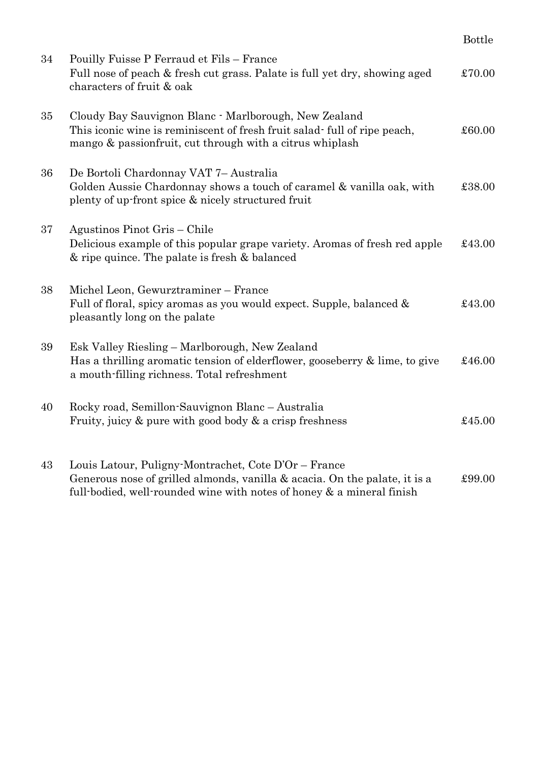| No. | Wine | Bottle |
|---|---|---|
| 34 | Pouilly Fuisse P Ferraud et Fils – France<br>Full nose of peach & fresh cut grass. Palate is full yet dry, showing aged characters of fruit & oak | £70.00 |
| 35 | Cloudy Bay Sauvignon Blanc - Marlborough, New Zealand<br>This iconic wine is reminiscent of fresh fruit salad- full of ripe peach, mango & passionfruit, cut through with a citrus whiplash | £60.00 |
| 36 | De Bortoli Chardonnay VAT 7– Australia<br>Golden Aussie Chardonnay shows a touch of caramel & vanilla oak, with plenty of up-front spice & nicely structured fruit | £38.00 |
| 37 | Agustinos Pinot Gris – Chile<br>Delicious example of this popular grape variety. Aromas of fresh red apple & ripe quince. The palate is fresh & balanced | £43.00 |
| 38 | Michel Leon, Gewurztraminer – France<br>Full of floral, spicy aromas as you would expect. Supple, balanced & pleasantly long on the palate | £43.00 |
| 39 | Esk Valley Riesling – Marlborough, New Zealand<br>Has a thrilling aromatic tension of elderflower, gooseberry & lime, to give a mouth-filling richness. Total refreshment | £46.00 |
| 40 | Rocky road, Semillon-Sauvignon Blanc – Australia<br>Fruity, juicy & pure with good body & a crisp freshness | £45.00 |
| 43 | Louis Latour, Puligny-Montrachet, Cote D'Or – France<br>Generous nose of grilled almonds, vanilla & acacia. On the palate, it is a full-bodied, well-rounded wine with notes of honey & a mineral finish | £99.00 |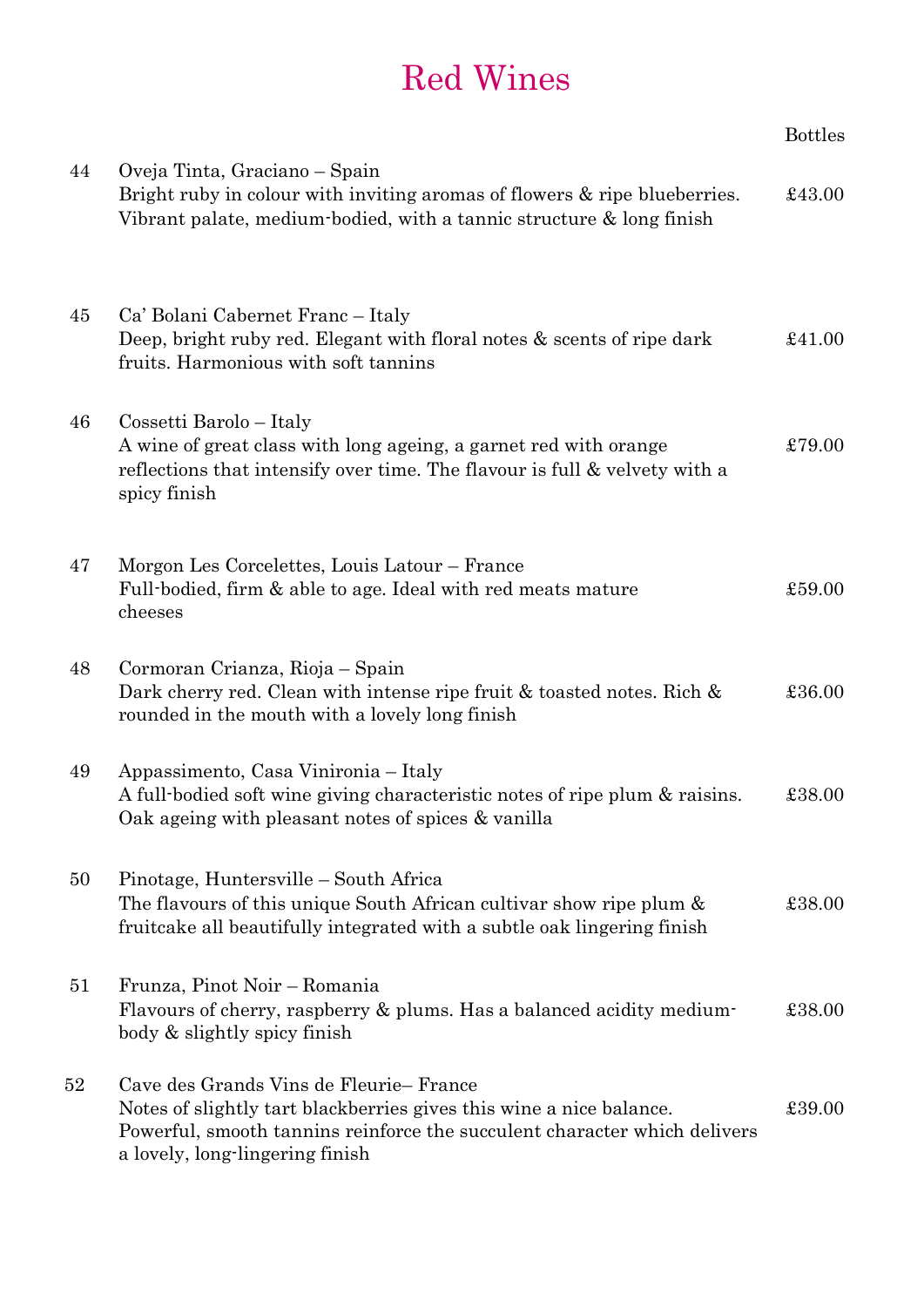# Red Wines

| | | Bottles |
|---|---|---|
| 44 | Oveja Tinta, Graciano – Spain<br>Bright ruby in colour with inviting aromas of flowers & ripe blueberries. Vibrant palate, medium-bodied, with a tannic structure & long finish | £43.00 |
| 45 | Ca' Bolani Cabernet Franc – Italy<br>Deep, bright ruby red. Elegant with floral notes & scents of ripe dark fruits. Harmonious with soft tannins | £41.00 |
| 46 | Cossetti Barolo – Italy<br>A wine of great class with long ageing, a garnet red with orange reflections that intensify over time. The flavour is full & velvety with a spicy finish | £79.00 |
| 47 | Morgon Les Corcelettes, Louis Latour – France<br>Full-bodied, firm & able to age. Ideal with red meats mature cheeses | £59.00 |
| 48 | Cormoran Crianza, Rioja – Spain<br>Dark cherry red. Clean with intense ripe fruit & toasted notes. Rich & rounded in the mouth with a lovely long finish | £36.00 |
| 49 | Appassimento, Casa Vinironia – Italy<br>A full-bodied soft wine giving characteristic notes of ripe plum & raisins. Oak ageing with pleasant notes of spices & vanilla | £38.00 |
| 50 | Pinotage, Huntersville – South Africa<br>The flavours of this unique South African cultivar show ripe plum & fruitcake all beautifully integrated with a subtle oak lingering finish | £38.00 |
| 51 | Frunza, Pinot Noir – Romania<br>Flavours of cherry, raspberry & plums. Has a balanced acidity medium-body & slightly spicy finish | £38.00 |
| 52 | Cave des Grands Vins de Fleurie– France<br>Notes of slightly tart blackberries gives this wine a nice balance. Powerful, smooth tannins reinforce the succulent character which delivers a lovely, long-lingering finish | £39.00 |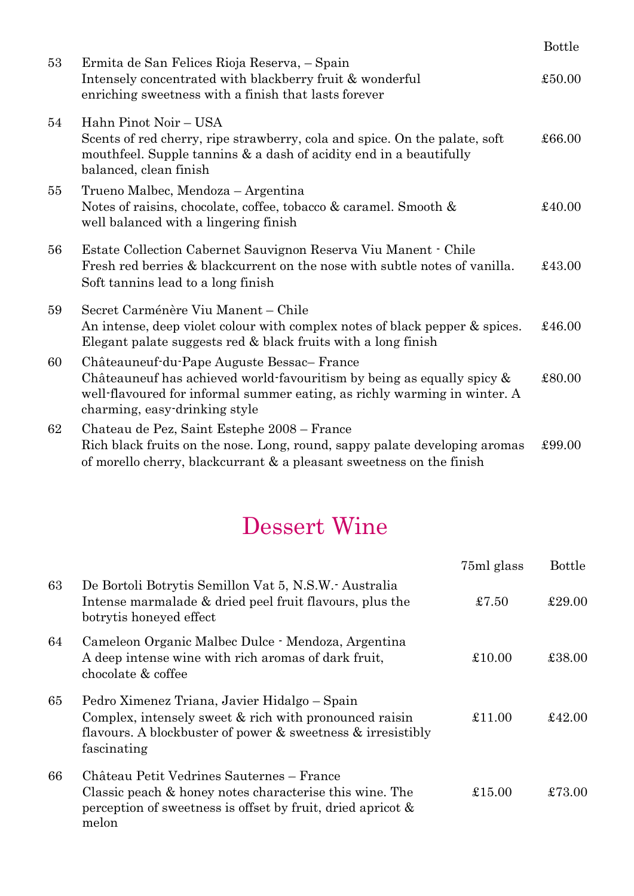| | | Bottle |
| --- | --- | --- |
| 53 | Ermita de San Felices Rioja Reserva, – Spain<br>Intensely concentrated with blackberry fruit & wonderful enriching sweetness with a finish that lasts forever | £50.00 |
| 54 | Hahn Pinot Noir – USA<br>Scents of red cherry, ripe strawberry, cola and spice. On the palate, soft mouthfeel. Supple tannins & a dash of acidity end in a beautifully balanced, clean finish | £66.00 |
| 55 | Trueno Malbec, Mendoza – Argentina<br>Notes of raisins, chocolate, coffee, tobacco & caramel. Smooth & well balanced with a lingering finish | £40.00 |
| 56 | Estate Collection Cabernet Sauvignon Reserva Viu Manent - Chile<br>Fresh red berries & blackcurrent on the nose with subtle notes of vanilla. Soft tannins lead to a long finish | £43.00 |
| 59 | Secret Carménère Viu Manent – Chile<br>An intense, deep violet colour with complex notes of black pepper & spices. Elegant palate suggests red & black fruits with a long finish | £46.00 |
| 60 | Châteauneuf-du-Pape Auguste Bessac– France<br>Châteauneuf has achieved world-favouritism by being as equally spicy & well-flavoured for informal summer eating, as richly warming in winter. A charming, easy-drinking style | £80.00 |
| 62 | Chateau de Pez, Saint Estephe 2008 – France<br>Rich black fruits on the nose. Long, round, sappy palate developing aromas of morello cherry, blackcurrant & a pleasant sweetness on the finish | £99.00 |

## Dessert Wine

| | | 75ml glass | Bottle |
| --- | --- | --- | --- |
| 63 | De Bortoli Botrytis Semillon Vat 5, N.S.W.- Australia<br>Intense marmalade & dried peel fruit flavours, plus the botrytis honeyed effect | £7.50 | £29.00 |
| 64 | Cameleon Organic Malbec Dulce - Mendoza, Argentina<br>A deep intense wine with rich aromas of dark fruit, chocolate & coffee | £10.00 | £38.00 |
| 65 | Pedro Ximenez Triana, Javier Hidalgo – Spain<br>Complex, intensely sweet & rich with pronounced raisin flavours. A blockbuster of power & sweetness & irresistibly fascinating | £11.00 | £42.00 |
| 66 | Château Petit Vedrines Sauternes – France<br>Classic peach & honey notes characterise this wine. The perception of sweetness is offset by fruit, dried apricot & melon | £15.00 | £73.00 |